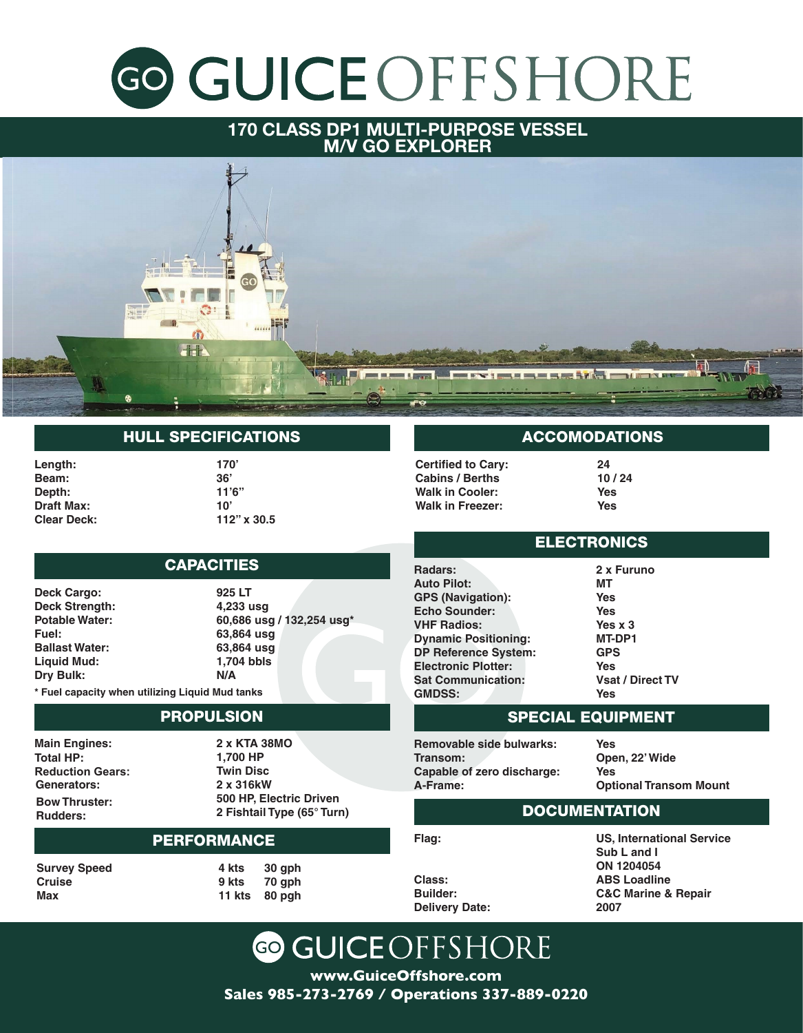# GUICE OFFSHORE

## 170 CLASS DP1 MULTI-PURPOSE VESSEL
## M/V GO EXPLORER

### HULL SPECIFICATIONS

| | |
|---|---|
| **Length:** | **170'** |
| **Beam:** | **36'** |
| **Depth:** | **11'6"** |
| **Draft Max:** | **10'** |
| **Clear Deck:** | **112" x 30.5** |

### CAPACITIES

| | |
|---|---|
| **Deck Cargo:** | **925 LT** |
| **Deck Strength:** | **4,233 usg** |
| **Potable Water:** | **60,686 usg / 132,254 usg*** |
| **Fuel:** | **63,864 usg** |
| **Ballast Water:** | **63,864 usg** |
| **Liquid Mud:** | **1,704 bbls** |
| **Dry Bulk:** | **N/A** |

**\* Fuel capacity when utilizing Liquid Mud tanks**

### PROPULSION

| | |
|---|---|
| **Main Engines:** | **2 x KTA 38MO** |
| **Total HP:** | **1,700 HP** |
| **Reduction Gears:** | **Twin Disc** |
| **Generators:** | **2 x 316kW** |
| **Bow Thruster:** | **500 HP, Electric Driven** |
| **Rudders:** | **2 Fishtail Type (65° Turn)** |

### PERFORMANCE

| | | |
|---|---|---|
| **Survey Speed** | **4 kts** | **30 gph** |
| **Cruise** | **9 kts** | **70 gph** |
| **Max** | **11 kts** | **80 pgh** |

### ACCOMODATIONS

| | |
|---|---|
| **Certified to Cary:** | **24** |
| **Cabins / Berths** | **10 / 24** |
| **Walk in Cooler:** | **Yes** |
| **Walk in Freezer:** | **Yes** |

### ELECTRONICS

| | |
|---|---|
| **Radars:** | **2 x Furuno** |
| **Auto Pilot:** | **MT** |
| **GPS (Navigation):** | **Yes** |
| **Echo Sounder:** | **Yes** |
| **VHF Radios:** | **Yes x 3** |
| **Dynamic Positioning:** | **MT-DP1** |
| **DP Reference System:** | **GPS** |
| **Electronic Plotter:** | **Yes** |
| **Sat Communication:** | **Vsat / Direct TV** |
| **GMDSS:** | **Yes** |

### SPECIAL EQUIPMENT

| | |
|---|---|
| **Removable side bulwarks:** | **Yes** |
| **Transom:** | **Open, 22' Wide** |
| **Capable of zero discharge:** | **Yes** |
| **A-Frame:** | **Optional Transom Mount** |

### DOCUMENTATION

| | |
|---|---|
| **Flag:** | **US, International Service Sub L and I ON 1204054** |
| **Class:** | **ABS Loadline** |
| **Builder:** | **C&C Marine & Repair** |
| **Delivery Date:** | **2007** |

**GUICE OFFSHORE**

**www.GuiceOffshore.com**

**Sales 985-273-2769 / Operations 337-889-0220**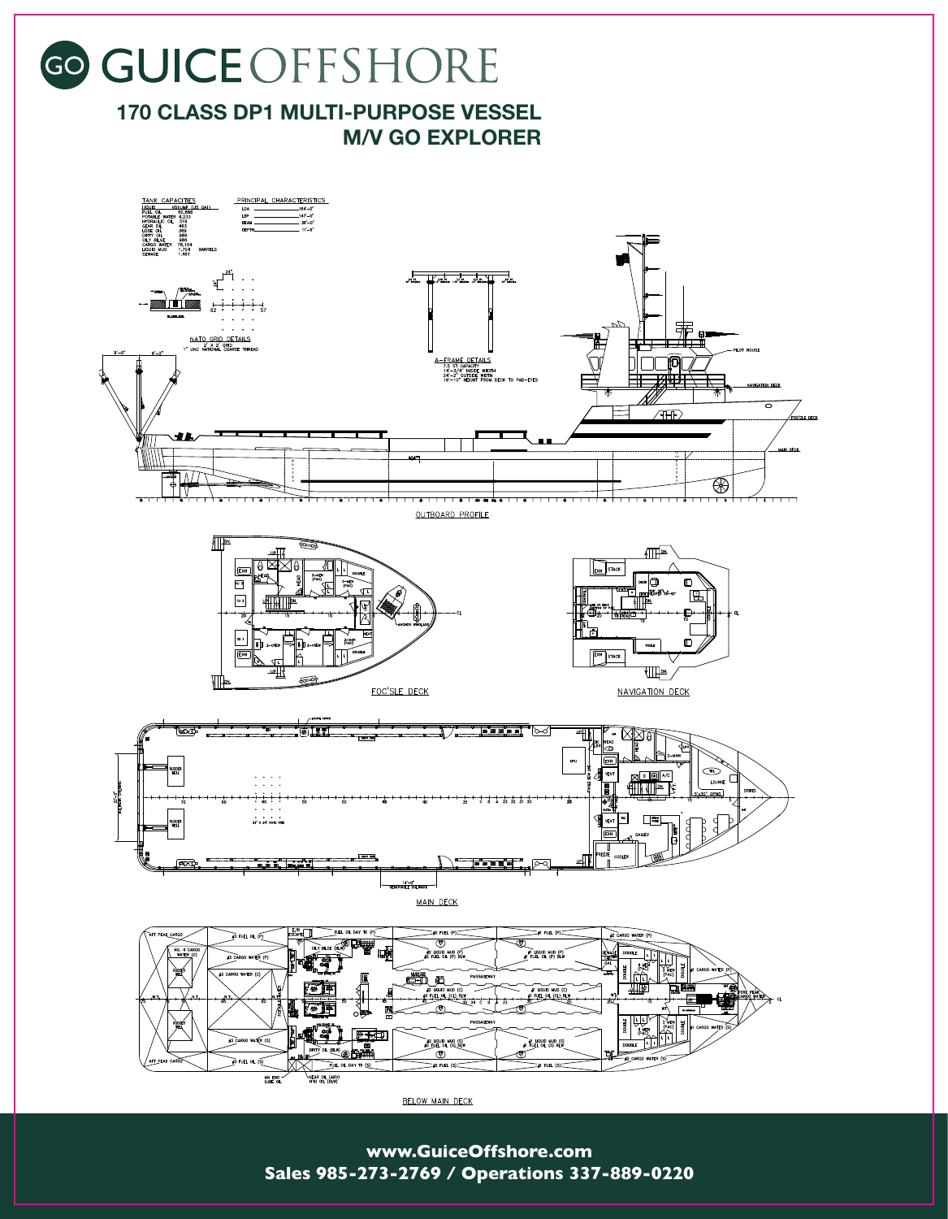# GUICE OFFSHORE

## 170 CLASS DP1 MULTI-PURPOSE VESSEL
## M/V GO EXPLORER

TANK CAPACITIES

| LIQUID | VOLUME (US GAL) |
|---|---|
| FUEL OIL | 62,896 |
| POTABLE WATER | 4,233 |
| HYDRAULIC OIL | 319 |
| GEAR OIL | 463 |
| LUBE OIL | 369 |
| DIRTY OIL | 969 |
| OILY BILGE | 969 |
| CARGO WATER | 76,154 |
| LIQUID MUD | 1,704 BARRELS |
| SEWAGE | 1,461 |

PRINCIPAL CHARACTERISTICS

| | |
|---|---|
| LOA | 164'-0" |
| LBP | 147'-0" |
| BEAM | 36'-0" |
| DEPTH | 11'-6" |

NATO GRID DETAILS
2' X 2' GRID
1" UNC NATIONAL COARSE THREAD

A-FRAME DETAILS
7.5 ST CAPACITY
14'-3/4" INSIDE WIDTH
16'-2" OUTSIDE WIDTH
16'-10" HEIGHT FROM DECK TO PAD-EYES

PILOT HOUSE

NAVIGATION DECK

FOC'SLE DECK

MAIN DECK

OUTBOARD PROFILE

FOC'SLE DECK

NAVIGATION DECK

MAIN DECK

BELOW MAIN DECK

www.GuiceOffshore.com
Sales 985-273-2769 / Operations 337-889-0220